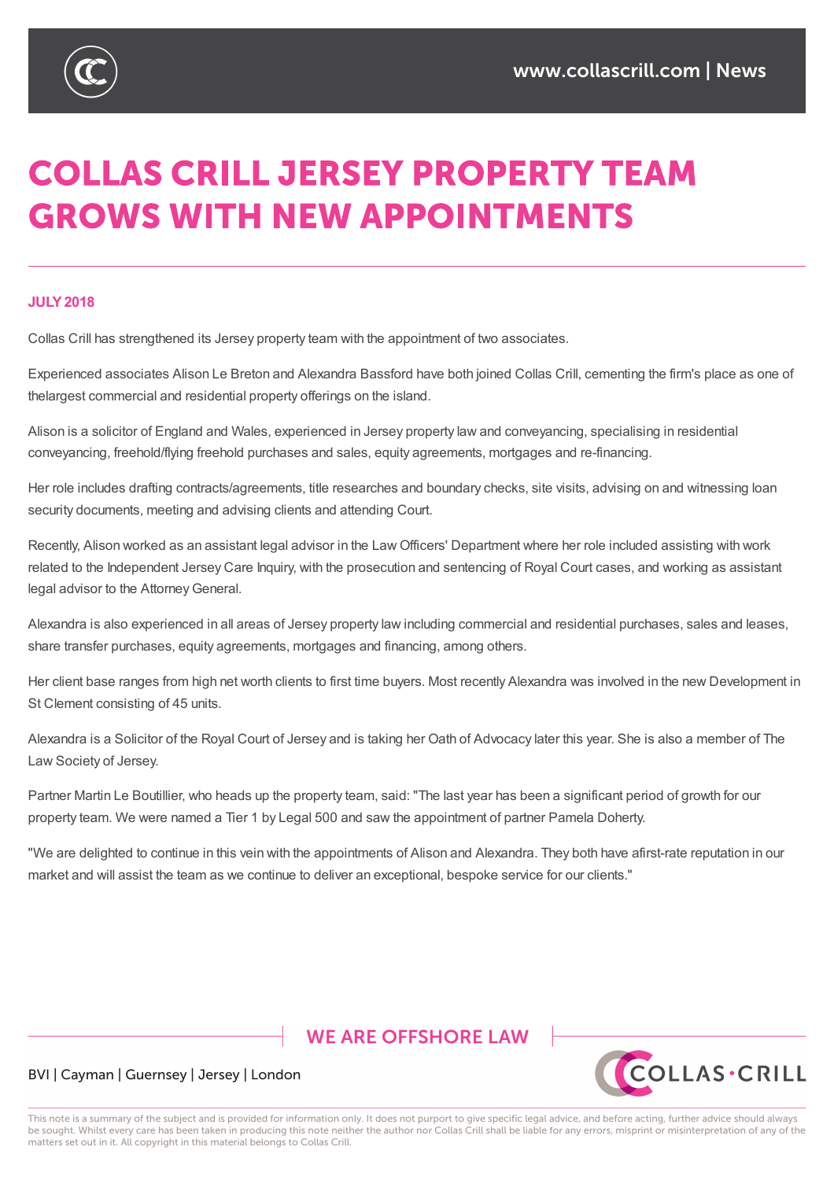# COLLAS CRILL JERSEY PROPERTY TEAM GROWS WITH NEW APPOINTMENTS

**JULY 2018**

Collas Crill has strengthened its Jersey property team with the appointment of two associates.

Experienced associates Alison Le Breton and Alexandra Bassford have both joined Collas Crill, cementing the firm's place as one of thelargest commercial and residential property offerings on the island.

Alison is a solicitor of England and Wales, experienced in Jersey property law and conveyancing, specialising in residential conveyancing, freehold/flying freehold purchases and sales, equity agreements, mortgages and re-financing.

Her role includes drafting contracts/agreements, title researches and boundary checks, site visits, advising on and witnessing loan security documents, meeting and advising clients and attending Court.

Recently, Alison worked as an assistant legal advisor in the Law Officers' Department where her role included assisting with work related to the Independent Jersey Care Inquiry, with the prosecution and sentencing of Royal Court cases, and working as assistant legal advisor to the Attorney General.

Alexandra is also experienced in all areas of Jersey property law including commercial and residential purchases, sales and leases, share transfer purchases, equity agreements, mortgages and financing, among others.

Her client base ranges from high net worth clients to first time buyers. Most recently Alexandra was involved in the new Development in St Clement consisting of 45 units.

Alexandra is a Solicitor of the Royal Court of Jersey and is taking her Oath of Advocacy later this year. She is also a member of The Law Society of Jersey.

Partner Martin Le Boutillier, who heads up the property team, said: "The last year has been a significant period of growth for our property team. We were named a Tier 1 by Legal 500 and saw the appointment of partner Pamela Doherty.

"We are delighted to continue in this vein with the appointments of Alison and Alexandra. They both have afirst-rate reputation in our market and will assist the team as we continue to deliver an exceptional, bespoke service for our clients."

WE ARE OFFSHORE LAW

BVI | Cayman | Guernsey | Jersey | London

This note is a summary of the subject and is provided for information only. It does not purport to give specific legal advice, and before acting, further advice should always be sought. Whilst every care has been taken in producing this note neither the author nor Collas Crill shall be liable for any errors, misprint or misinterpretation of any of the matters set out in it. All copyright in this material belongs to Collas Crill.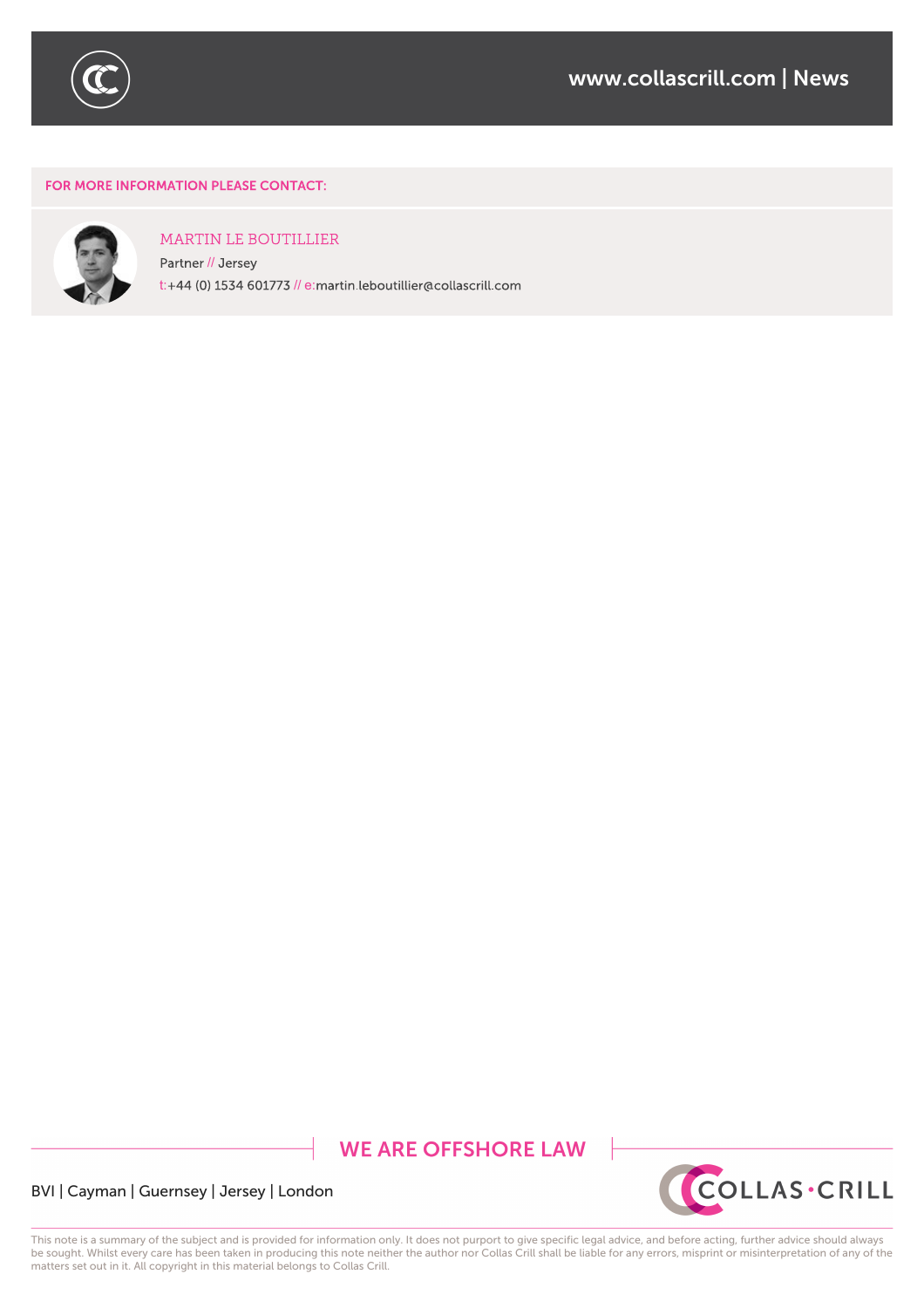FOR MORE INFORMATION PLEASE CONTACT:

MARTIN LE BOUTILLIER

Partner // Jersey

t:+44 (0) 1534 601773 // e:martin.leboutillier@collascrill.com

WE ARE OFFSHORE LAW

BVI | Cayman | Guernsey | Jersey | London

This note is a summary of the subject and is provided for information only. It does not purport to give specific legal advice, and before acting, further advice should always be sought. Whilst every care has been taken in producing this note neither the author nor Collas Crill shall be liable for any errors, misprint or misinterpretation of any of the matters set out in it. All copyright in this material belongs to Collas Crill.